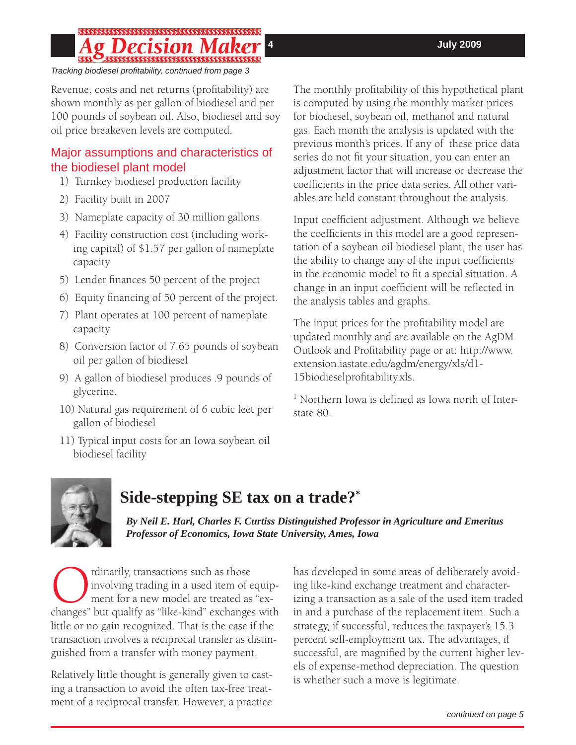*Tracking biodiesel profitability, continued from page 3*

Revenue, costs and net returns (profitability) are shown monthly as per gallon of biodiesel and per 100 pounds of soybean oil. Also, biodiesel and soy oil price breakeven levels are computed.

### Major assumptions and characteristics of the biodiesel plant model

1) Turnkey biodiesel production facility
2) Facility built in 2007
3) Nameplate capacity of 30 million gallons
4) Facility construction cost (including working capital) of $1.57 per gallon of nameplate capacity
5) Lender finances 50 percent of the project
6) Equity financing of 50 percent of the project.
7) Plant operates at 100 percent of nameplate capacity
8) Conversion factor of 7.65 pounds of soybean oil per gallon of biodiesel
9) A gallon of biodiesel produces .9 pounds of glycerine.
10) Natural gas requirement of 6 cubic feet per gallon of biodiesel
11) Typical input costs for an Iowa soybean oil biodiesel facility

The monthly profitability of this hypothetical plant is computed by using the monthly market prices for biodiesel, soybean oil, methanol and natural gas. Each month the analysis is updated with the previous month's prices. If any of these price data series do not fit your situation, you can enter an adjustment factor that will increase or decrease the coefficients in the price data series. All other variables are held constant throughout the analysis.

Input coefficient adjustment. Although we believe the coefficients in this model are a good representation of a soybean oil biodiesel plant, the user has the ability to change any of the input coefficients in the economic model to fit a special situation. A change in an input coefficient will be reflected in the analysis tables and graphs.

The input prices for the profitability model are updated monthly and are available on the AgDM Outlook and Profitability page or at: http://www.extension.iastate.edu/agdm/energy/xls/d1-15biodieselprofitability.xls.

[1] Northern Iowa is defined as Iowa north of Interstate 80.

## Side-stepping SE tax on a trade?*

***By Neil E. Harl, Charles F. Curtiss Distinguished Professor in Agriculture and Emeritus Professor of Economics, Iowa State University, Ames, Iowa***

Ordinarily, transactions such as those involving trading in a used item of equipment for a new model are treated as "exchanges" but qualify as "like-kind" exchanges with little or no gain recognized. That is the case if the transaction involves a reciprocal transfer as distinguished from a transfer with money payment.

Relatively little thought is generally given to casting a transaction to avoid the often tax-free treatment of a reciprocal transfer. However, a practice has developed in some areas of deliberately avoiding like-kind exchange treatment and characterizing a transaction as a sale of the used item traded in and a purchase of the replacement item. Such a strategy, if successful, reduces the taxpayer's 15.3 percent self-employment tax. The advantages, if successful, are magnified by the current higher levels of expense-method depreciation. The question is whether such a move is legitimate.

*continued on page 5*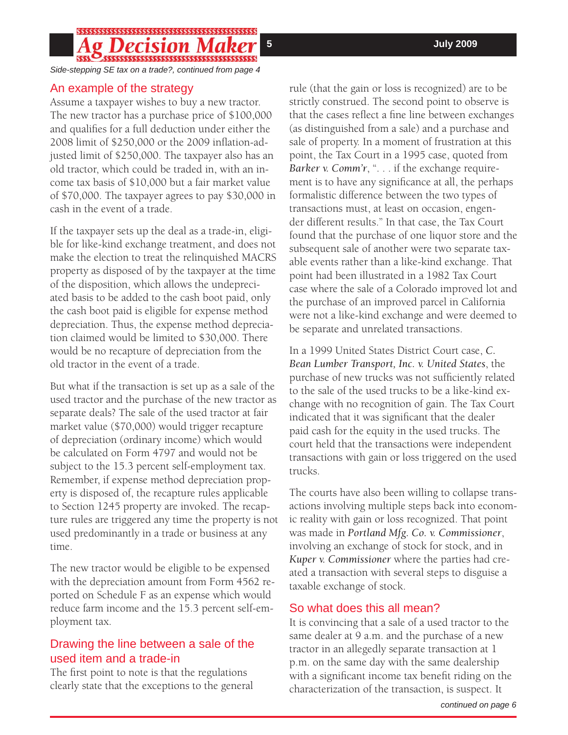*Side-stepping SE tax on a trade?, continued from page 4*

## An example of the strategy

Assume a taxpayer wishes to buy a new tractor. The new tractor has a purchase price of $100,000 and qualifies for a full deduction under either the 2008 limit of $250,000 or the 2009 inflation-adjusted limit of $250,000. The taxpayer also has an old tractor, which could be traded in, with an income tax basis of $10,000 but a fair market value of $70,000. The taxpayer agrees to pay $30,000 in cash in the event of a trade.

If the taxpayer sets up the deal as a trade-in, eligible for like-kind exchange treatment, and does not make the election to treat the relinquished MACRS property as disposed of by the taxpayer at the time of the disposition, which allows the undepreciated basis to be added to the cash boot paid, only the cash boot paid is eligible for expense method depreciation. Thus, the expense method depreciation claimed would be limited to $30,000. There would be no recapture of depreciation from the old tractor in the event of a trade.

But what if the transaction is set up as a sale of the used tractor and the purchase of the new tractor as separate deals? The sale of the used tractor at fair market value ($70,000) would trigger recapture of depreciation (ordinary income) which would be calculated on Form 4797 and would not be subject to the 15.3 percent self-employment tax. Remember, if expense method depreciation property is disposed of, the recapture rules applicable to Section 1245 property are invoked. The recapture rules are triggered any time the property is not used predominantly in a trade or business at any time.

The new tractor would be eligible to be expensed with the depreciation amount from Form 4562 reported on Schedule F as an expense which would reduce farm income and the 15.3 percent self-employment tax.

## Drawing the line between a sale of the used item and a trade-in

The first point to note is that the regulations clearly state that the exceptions to the general rule (that the gain or loss is recognized) are to be strictly construed. The second point to observe is that the cases reflect a fine line between exchanges (as distinguished from a sale) and a purchase and sale of property. In a moment of frustration at this point, the Tax Court in a 1995 case, quoted from ***Barker v. Comm'r***, ". . . if the exchange requirement is to have any significance at all, the perhaps formalistic difference between the two types of transactions must, at least on occasion, engender different results." In that case, the Tax Court found that the purchase of one liquor store and the subsequent sale of another were two separate taxable events rather than a like-kind exchange. That point had been illustrated in a 1982 Tax Court case where the sale of a Colorado improved lot and the purchase of an improved parcel in California were not a like-kind exchange and were deemed to be separate and unrelated transactions.

In a 1999 United States District Court case, ***C. Bean Lumber Transport, Inc. v. United States***, the purchase of new trucks was not sufficiently related to the sale of the used trucks to be a like-kind exchange with no recognition of gain. The Tax Court indicated that it was significant that the dealer paid cash for the equity in the used trucks. The court held that the transactions were independent transactions with gain or loss triggered on the used trucks.

The courts have also been willing to collapse transactions involving multiple steps back into economic reality with gain or loss recognized. That point was made in ***Portland Mfg. Co. v. Commissioner***, involving an exchange of stock for stock, and in ***Kuper v. Commissioner*** where the parties had created a transaction with several steps to disguise a taxable exchange of stock.

## So what does this all mean?

It is convincing that a sale of a used tractor to the same dealer at 9 a.m. and the purchase of a new tractor in an allegedly separate transaction at 1 p.m. on the same day with the same dealership with a significant income tax benefit riding on the characterization of the transaction, is suspect. It

*continued on page 6*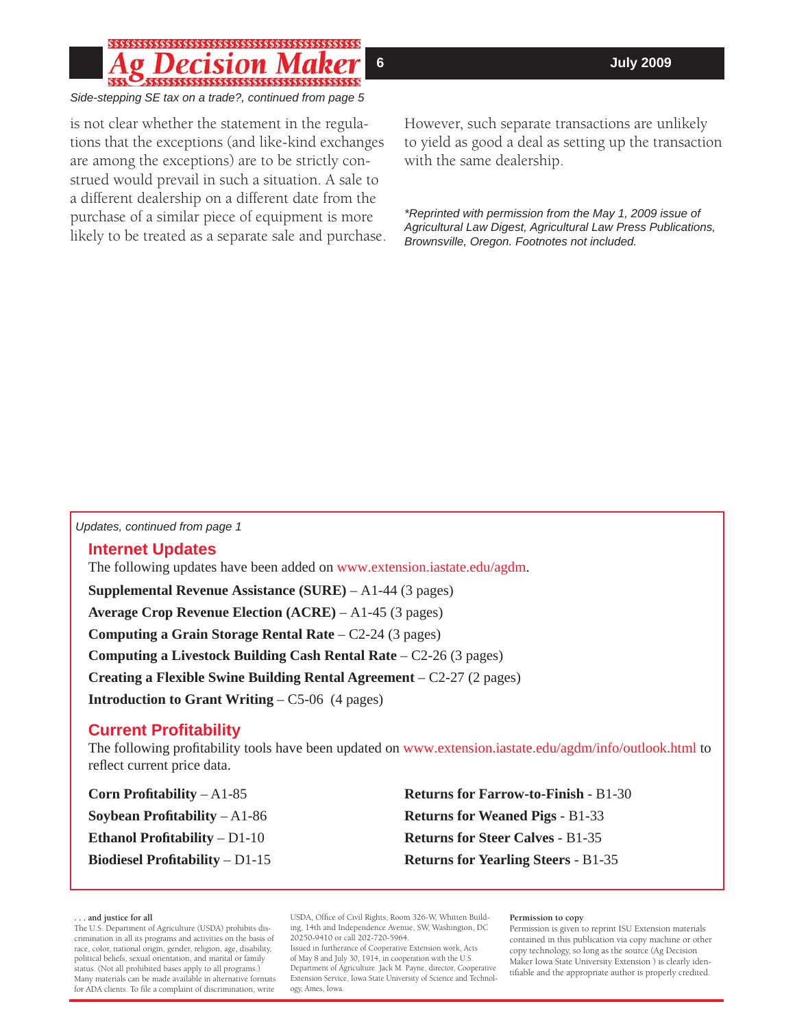*Side-stepping SE tax on a trade?, continued from page 5*

is not clear whether the statement in the regulations that the exceptions (and like-kind exchanges are among the exceptions) are to be strictly construed would prevail in such a situation. A sale to a different dealership on a different date from the purchase of a similar piece of equipment is more likely to be treated as a separate sale and purchase. However, such separate transactions are unlikely to yield as good a deal as setting up the transaction with the same dealership.

*\*Reprinted with permission from the May 1, 2009 issue of Agricultural Law Digest, Agricultural Law Press Publications, Brownsville, Oregon. Footnotes not included.*

*Updates, continued from page 1*

## Internet Updates

The following updates have been added on www.extension.iastate.edu/agdm.

**Supplemental Revenue Assistance (SURE)** – A1-44 (3 pages)

**Average Crop Revenue Election (ACRE)** – A1-45 (3 pages)

**Computing a Grain Storage Rental Rate** – C2-24 (3 pages)

**Computing a Livestock Building Cash Rental Rate** – C2-26 (3 pages)

**Creating a Flexible Swine Building Rental Agreement** – C2-27 (2 pages)

**Introduction to Grant Writing** – C5-06 (4 pages)

## Current Profitability

The following profitability tools have been updated on www.extension.iastate.edu/agdm/info/outlook.html to reflect current price data.

**Corn Profitability** – A1-85

**Soybean Profitability** – A1-86

**Ethanol Profitability** – D1-10

**Biodiesel Profitability** – D1-15

**Returns for Farrow-to-Finish** - B1-30

**Returns for Weaned Pigs** - B1-33

**Returns for Steer Calves** - B1-35

**Returns for Yearling Steers** - B1-35

**. . . and justice for all**
The U.S. Department of Agriculture (USDA) prohibits discrimination in all its programs and activities on the basis of race, color, national origin, gender, religion, age, disability, political beliefs, sexual orientation, and marital or family status. (Not all prohibited bases apply to all programs.) Many materials can be made available in alternative formats for ADA clients. To file a complaint of discrimination, write USDA, Office of Civil Rights, Room 326-W, Whitten Building, 14th and Independence Avenue, SW, Washington, DC 20250-9410 or call 202-720-5964.
Issued in furtherance of Cooperative Extension work, Acts of May 8 and July 30, 1914, in cooperation with the U.S. Department of Agriculture. Jack M. Payne, director, Cooperative Extension Service, Iowa State University of Science and Technology, Ames, Iowa.

**Permission to copy**
Permission is given to reprint ISU Extension materials contained in this publication via copy machine or other copy technology, so long as the source (Ag Decision Maker Iowa State University Extension ) is clearly identifiable and the appropriate author is properly credited.